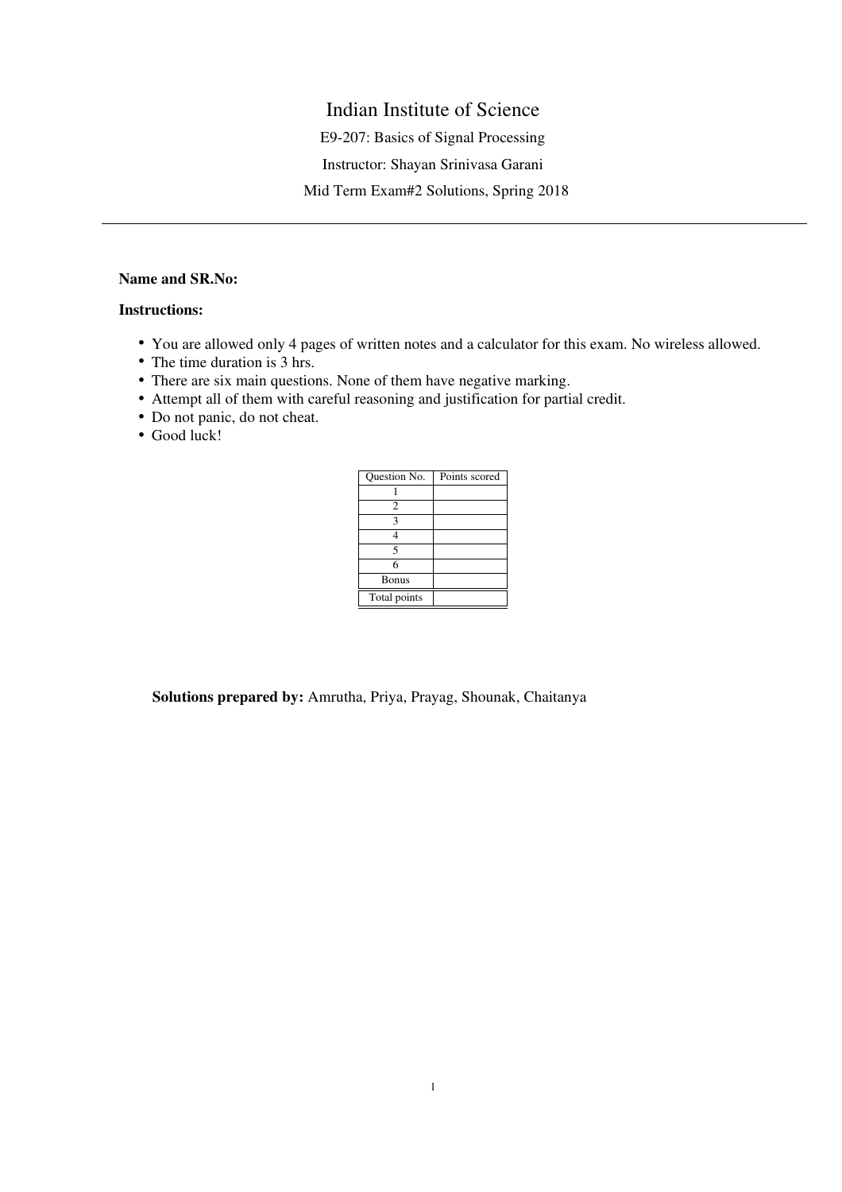# Indian Institute of Science

E9-207: Basics of Signal Processing

Instructor: Shayan Srinivasa Garani

Mid Term Exam#2 Solutions, Spring 2018

---

**Name and SR.No:**

**Instructions:**

- You are allowed only 4 pages of written notes and a calculator for this exam. No wireless allowed.
- The time duration is 3 hrs.
- There are six main questions. None of them have negative marking.
- Attempt all of them with careful reasoning and justification for partial credit.
- Do not panic, do not cheat.
- Good luck!

| Question No. | Points scored |
|---|---|
| 1 | |
| 2 | |
| 3 | |
| 4 | |
| 5 | |
| 6 | |
| Bonus | |
| Total points | |

**Solutions prepared by:** Amrutha, Priya, Prayag, Shounak, Chaitanya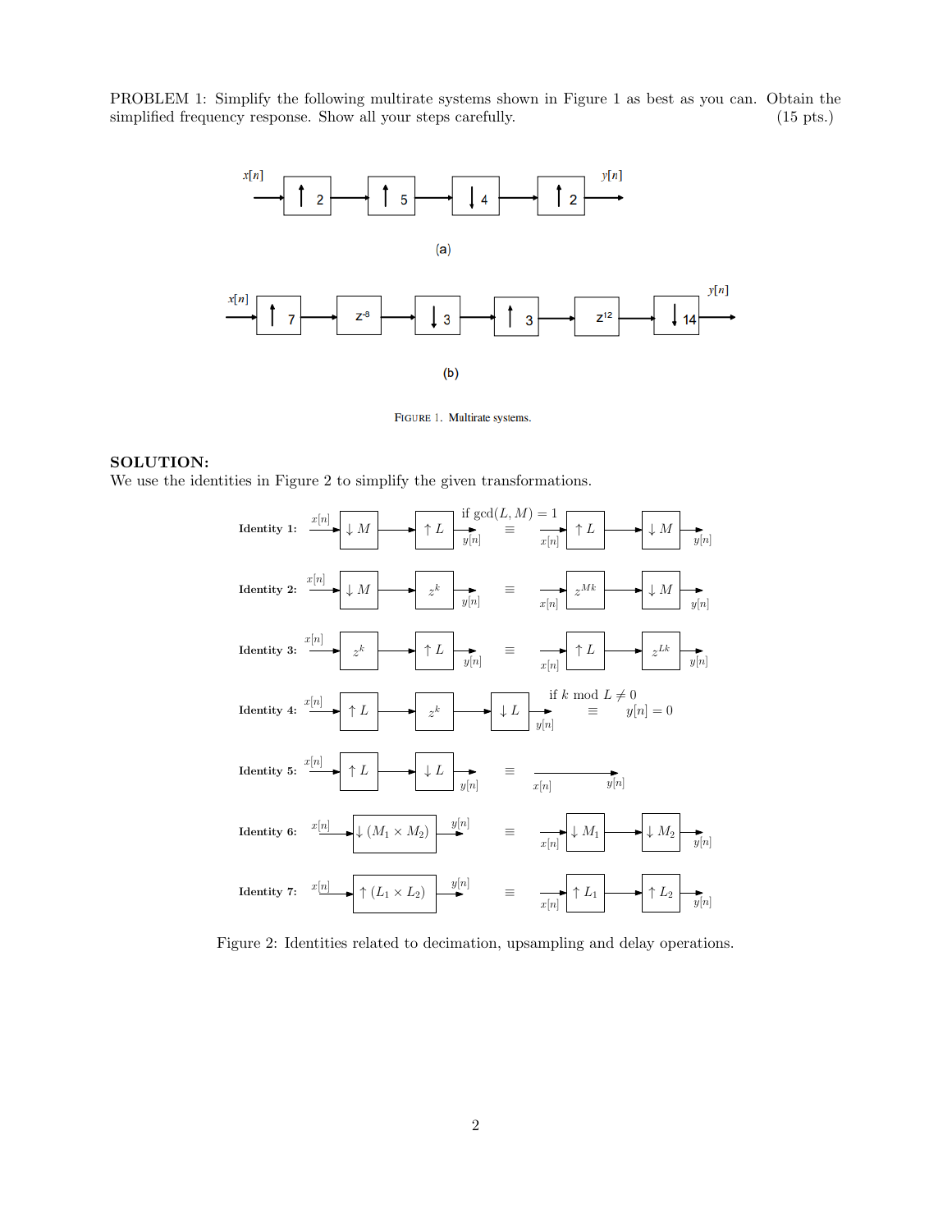PROBLEM 1: Simplify the following multirate systems shown in Figure 1 as best as you can. Obtain the simplified frequency response. Show all your steps carefully. (15 pts.)

$x[n]$ → $\uparrow 2$ → $\uparrow 5$ → $\downarrow 4$ → $\uparrow 2$ → $y[n]$

(a)

$x[n]$ → $\uparrow 7$ → $z^{-3}$ → $\downarrow 3$ → $\uparrow 3$ → $z^{12}$ → $\downarrow 14$ → $y[n]$

(b)

FIGURE 1. Multirate systems.

**SOLUTION:**
We use the identities in Figure 2 to simplify the given transformations.

**Identity 1:** $x[n]$ → $\downarrow M$ → $\uparrow L$ → $y[n]$ $\equiv$ (if $\gcd(L, M) = 1$) $x[n]$ → $\uparrow L$ → $\downarrow M$ → $y[n]$

**Identity 2:** $x[n]$ → $\downarrow M$ → $z^k$ → $y[n]$ $\equiv$ $x[n]$ → $z^{Mk}$ → $\downarrow M$ → $y[n]$

**Identity 3:** $x[n]$ → $z^k$ → $\uparrow L$ → $y[n]$ $\equiv$ $x[n]$ → $\uparrow L$ → $z^{Lk}$ → $y[n]$

**Identity 4:** $x[n]$ → $\uparrow L$ → $z^k$ → $\downarrow L$ → $y[n]$ $\equiv$ $y[n] = 0$ if $k \bmod L \neq 0$

**Identity 5:** $x[n]$ → $\uparrow L$ → $\downarrow L$ → $y[n]$ $\equiv$ $x[n]$ → $y[n]$

**Identity 6:** $x[n]$ → $\downarrow (M_1 \times M_2)$ → $y[n]$ $\equiv$ $x[n]$ → $\downarrow M_1$ → $\downarrow M_2$ → $y[n]$

**Identity 7:** $x[n]$ → $\uparrow (L_1 \times L_2)$ → $y[n]$ $\equiv$ $x[n]$ → $\uparrow L_1$ → $\uparrow L_2$ → $y[n]$

Figure 2: Identities related to decimation, upsampling and delay operations.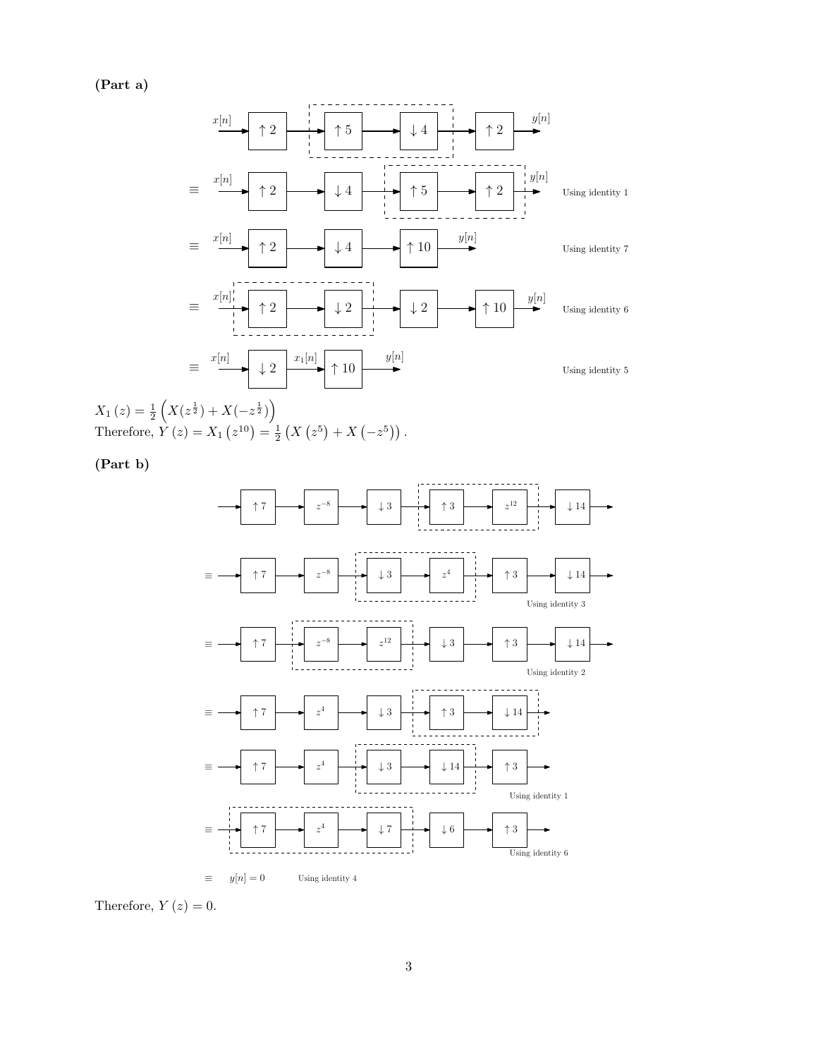**(Part a)**

$x[n] \rightarrow \boxed{\uparrow 2} \rightarrow \boxed{\uparrow 5} \rightarrow \boxed{\downarrow 4} \rightarrow \boxed{\uparrow 2} \rightarrow y[n]$

$\equiv \quad x[n] \rightarrow \boxed{\uparrow 2} \rightarrow \boxed{\downarrow 4} \rightarrow \boxed{\uparrow 5} \rightarrow \boxed{\uparrow 2} \rightarrow y[n]$ Using identity 1

$\equiv \quad x[n] \rightarrow \boxed{\uparrow 2} \rightarrow \boxed{\downarrow 4} \rightarrow \boxed{\uparrow 10} \rightarrow y[n]$ Using identity 7

$\equiv \quad x[n] \rightarrow \boxed{\uparrow 2} \rightarrow \boxed{\downarrow 2} \rightarrow \boxed{\downarrow 2} \rightarrow \boxed{\uparrow 10} \rightarrow y[n]$ Using identity 6

$\equiv \quad x[n] \rightarrow \boxed{\downarrow 2} \xrightarrow{x_1[n]} \boxed{\uparrow 10} \rightarrow y[n]$ Using identity 5

$X_1(z) = \frac{1}{2}\left(X(z^{\frac{1}{2}}) + X(-z^{\frac{1}{2}})\right)$
Therefore, $Y(z) = X_1(z^{10}) = \frac{1}{2}\left(X(z^5) + X(-z^5)\right)$.

**(Part b)**

$\rightarrow \boxed{\uparrow 7} \rightarrow \boxed{z^{-8}} \rightarrow \boxed{\downarrow 3} \rightarrow \boxed{\uparrow 3} \rightarrow \boxed{z^{12}} \rightarrow \boxed{\downarrow 14} \rightarrow$

$\equiv \quad \rightarrow \boxed{\uparrow 7} \rightarrow \boxed{z^{-8}} \rightarrow \boxed{\downarrow 3} \rightarrow \boxed{z^{4}} \rightarrow \boxed{\uparrow 3} \rightarrow \boxed{\downarrow 14} \rightarrow$ Using identity 3

$\equiv \quad \rightarrow \boxed{\uparrow 7} \rightarrow \boxed{z^{-8}} \rightarrow \boxed{z^{12}} \rightarrow \boxed{\downarrow 3} \rightarrow \boxed{\uparrow 3} \rightarrow \boxed{\downarrow 14} \rightarrow$ Using identity 2

$\equiv \quad \rightarrow \boxed{\uparrow 7} \rightarrow \boxed{z^{4}} \rightarrow \boxed{\downarrow 3} \rightarrow \boxed{\uparrow 3} \rightarrow \boxed{\downarrow 14} \rightarrow$

$\equiv \quad \rightarrow \boxed{\uparrow 7} \rightarrow \boxed{z^{4}} \rightarrow \boxed{\downarrow 3} \rightarrow \boxed{\downarrow 14} \rightarrow \boxed{\uparrow 3} \rightarrow$ Using identity 1

$\equiv \quad \rightarrow \boxed{\uparrow 7} \rightarrow \boxed{z^{4}} \rightarrow \boxed{\downarrow 7} \rightarrow \boxed{\downarrow 6} \rightarrow \boxed{\uparrow 3} \rightarrow$ Using identity 6

$\equiv \quad y[n] = 0$ Using identity 4

Therefore, $Y(z) = 0$.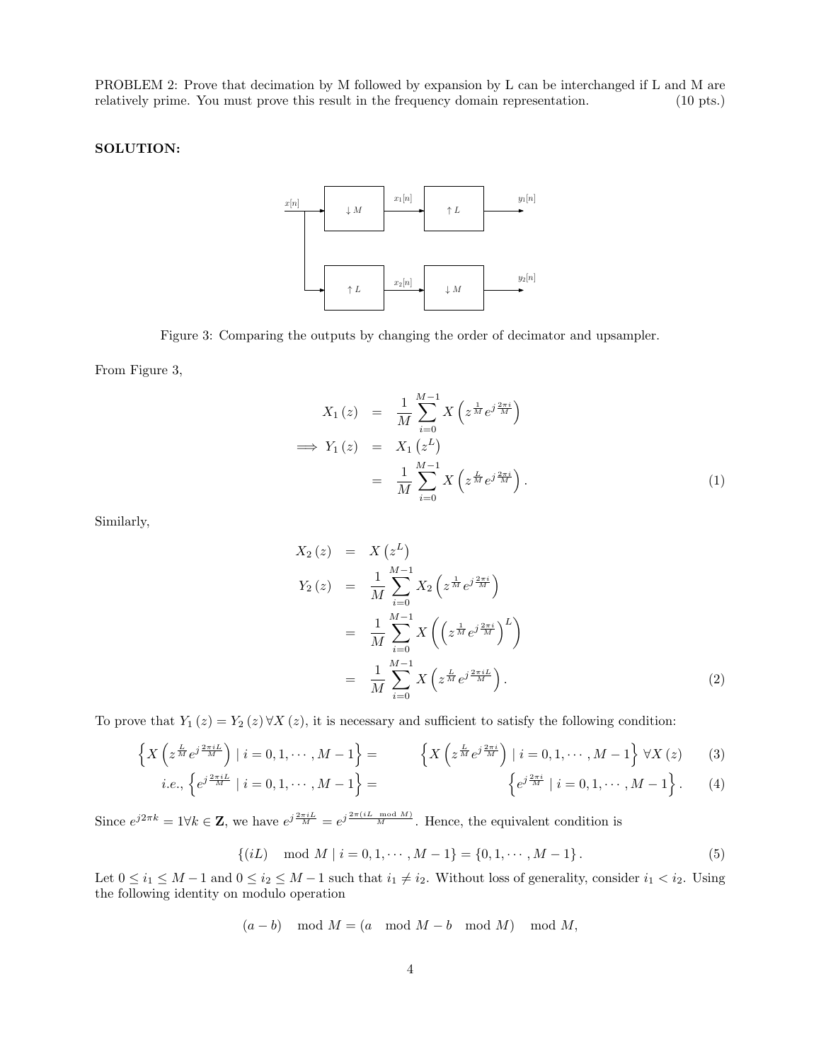PROBLEM 2: Prove that decimation by M followed by expansion by L can be interchanged if L and M are relatively prime. You must prove this result in the frequency domain representation. (10 pts.)

**SOLUTION:**

Figure 3: Comparing the outputs by changing the order of decimator and upsampler.

From Figure 3,

$$
\begin{aligned}
X_1(z) &= \frac{1}{M}\sum_{i=0}^{M-1} X\left(z^{\frac{1}{M}} e^{j\frac{2\pi i}{M}}\right) \\
\Longrightarrow Y_1(z) &= X_1\left(z^L\right) \\
&= \frac{1}{M}\sum_{i=0}^{M-1} X\left(z^{\frac{L}{M}} e^{j\frac{2\pi i}{M}}\right). \qquad (1)
\end{aligned}
$$

Similarly,

$$
\begin{aligned}
X_2(z) &= X\left(z^L\right) \\
Y_2(z) &= \frac{1}{M}\sum_{i=0}^{M-1} X_2\left(z^{\frac{1}{M}} e^{j\frac{2\pi i}{M}}\right) \\
&= \frac{1}{M}\sum_{i=0}^{M-1} X\left(\left(z^{\frac{1}{M}} e^{j\frac{2\pi i}{M}}\right)^L\right) \\
&= \frac{1}{M}\sum_{i=0}^{M-1} X\left(z^{\frac{L}{M}} e^{j\frac{2\pi iL}{M}}\right). \qquad (2)
\end{aligned}
$$

To prove that $Y_1(z) = Y_2(z)\, \forall X(z)$, it is necessary and sufficient to satisfy the following condition:

$$
\left\{X\left(z^{\frac{L}{M}} e^{j\frac{2\pi iL}{M}}\right) \mid i = 0, 1, \cdots, M-1\right\} = \left\{X\left(z^{\frac{L}{M}} e^{j\frac{2\pi i}{M}}\right) \mid i = 0, 1, \cdots, M-1\right\} \forall X(z) \qquad (3)
$$

$$
i.e., \left\{e^{j\frac{2\pi iL}{M}} \mid i = 0, 1, \cdots, M-1\right\} = \left\{e^{j\frac{2\pi i}{M}} \mid i = 0, 1, \cdots, M-1\right\}. \qquad (4)
$$

Since $e^{j2\pi k} = 1 \forall k \in \mathbf{Z}$, we have $e^{j\frac{2\pi iL}{M}} = e^{j\frac{2\pi (iL \mod M)}{M}}$. Hence, the equivalent condition is

$$
\{(iL) \mod M \mid i = 0, 1, \cdots, M-1\} = \{0, 1, \cdots, M-1\}. \qquad (5)
$$

Let $0 \leq i_1 \leq M-1$ and $0 \leq i_2 \leq M-1$ such that $i_1 \neq i_2$. Without loss of generality, consider $i_1 < i_2$. Using the following identity on modulo operation

$$
(a-b) \mod M = (a \mod M - b \mod M) \mod M,
$$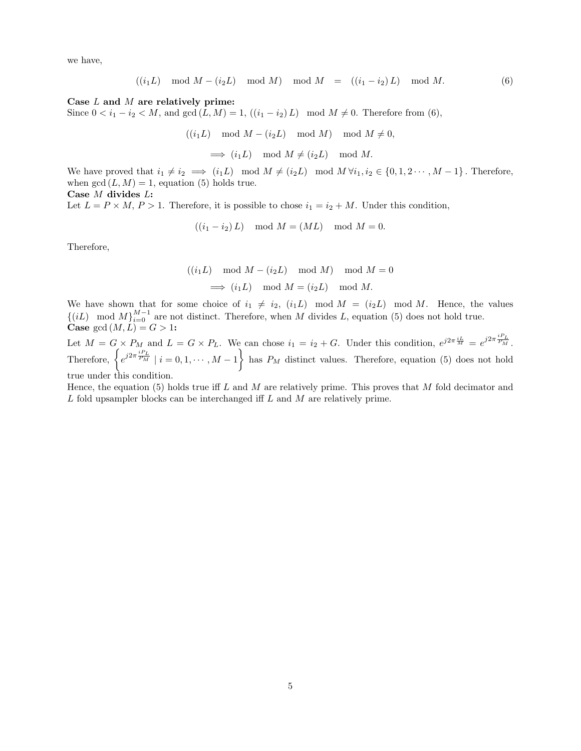we have,

$$((i_1 L) \mod M - (i_2 L) \mod M) \mod M = ((i_1 - i_2) L) \mod M. \tag{6}$$

**Case $L$ and $M$ are relatively prime:**
Since $0 < i_1 - i_2 < M$, and $\gcd(L, M) = 1$, $((i_1 - i_2) L) \mod M \neq 0$. Therefore from (6),

$$((i_1 L) \mod M - (i_2 L) \mod M) \mod M \neq 0,$$

$$\implies (i_1 L) \mod M \neq (i_2 L) \mod M.$$

We have proved that $i_1 \neq i_2 \implies (i_1 L) \mod M \neq (i_2 L) \mod M \, \forall i_1, i_2 \in \{0, 1, 2 \cdots, M-1\}$. Therefore, when $\gcd(L, M) = 1$, equation (5) holds true.
**Case $M$ divides $L$:**
Let $L = P \times M$, $P > 1$. Therefore, it is possible to chose $i_1 = i_2 + M$. Under this condition,

$$((i_1 - i_2) L) \mod M = (ML) \mod M = 0.$$

Therefore,

$$((i_1 L) \mod M - (i_2 L) \mod M) \mod M = 0$$

$$\implies (i_1 L) \mod M = (i_2 L) \mod M.$$

We have shown that for some choice of $i_1 \neq i_2$, $(i_1 L) \mod M = (i_2 L) \mod M$. Hence, the values $\{(iL) \mod M\}_{i=0}^{M-1}$ are not distinct. Therefore, when $M$ divides $L$, equation (5) does not hold true.
**Case $\gcd(M, L) = G > 1$:**
Let $M = G \times P_M$ and $L = G \times P_L$. We can chose $i_1 = i_2 + G$. Under this condition, $e^{j2\pi \frac{iL}{M}} = e^{j2\pi \frac{iP_L}{P_M}}$. Therefore, $\left\{ e^{j2\pi \frac{iP_L}{P_M}} \mid i = 0, 1, \cdots, M-1 \right\}$ has $P_M$ distinct values. Therefore, equation (5) does not hold true under this condition.
Hence, the equation (5) holds true iff $L$ and $M$ are relatively prime. This proves that $M$ fold decimator and $L$ fold upsampler blocks can be interchanged iff $L$ and $M$ are relatively prime.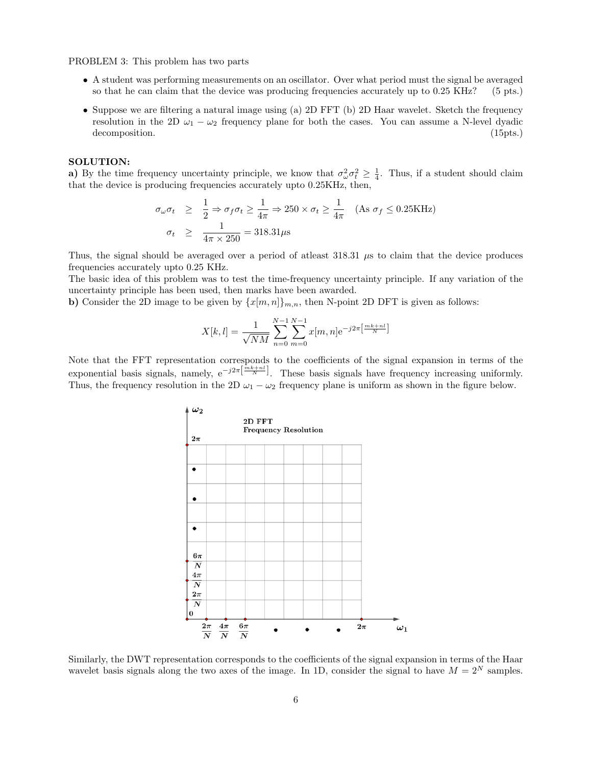PROBLEM 3: This problem has two parts

- A student was performing measurements on an oscillator. Over what period must the signal be averaged so that he can claim that the device was producing frequencies accurately up to 0.25 KHz? (5 pts.)
- Suppose we are filtering a natural image using (a) 2D FFT (b) 2D Haar wavelet. Sketch the frequency resolution in the 2D $\omega_1 - \omega_2$ frequency plane for both the cases. You can assume a N-level dyadic decomposition. (15pts.)

**SOLUTION:**

**a)** By the time frequency uncertainty principle, we know that $\sigma_\omega^2 \sigma_t^2 \geq \frac{1}{4}$. Thus, if a student should claim that the device is producing frequencies accurately upto 0.25KHz, then,

$$\sigma_\omega \sigma_t \geq \frac{1}{2} \Rightarrow \sigma_f \sigma_t \geq \frac{1}{4\pi} \Rightarrow 250 \times \sigma_t \geq \frac{1}{4\pi} \quad \text{(As } \sigma_f \leq 0.25\text{KHz)}$$

$$\sigma_t \geq \frac{1}{4\pi \times 250} = 318.31\mu\text{s}$$

Thus, the signal should be averaged over a period of atleast 318.31 $\mu$s to claim that the device produces frequencies accurately upto 0.25 KHz.

The basic idea of this problem was to test the time-frequency uncertainty principle. If any variation of the uncertainty principle has been used, then marks have been awarded.

**b)** Consider the 2D image to be given by $\{x[m,n]\}_{m,n}$, then N-point 2D DFT is given as follows:

$$X[k,l] = \frac{1}{\sqrt{NM}} \sum_{n=0}^{N-1} \sum_{m=0}^{N-1} x[m,n] \mathrm{e}^{-j2\pi\left[\frac{mk+nl}{N}\right]}$$

Note that the FFT representation corresponds to the coefficients of the signal expansion in terms of the exponential basis signals, namely, $\mathrm{e}^{-j2\pi\left[\frac{mk+nl}{N}\right]}$. These basis signals have frequency increasing uniformly. Thus, the frequency resolution in the 2D $\omega_1 - \omega_2$ frequency plane is uniform as shown in the figure below.

**2D FFT Frequency Resolution**

Similarly, the DWT representation corresponds to the coefficients of the signal expansion in terms of the Haar wavelet basis signals along the two axes of the image. In 1D, consider the signal to have $M = 2^N$ samples.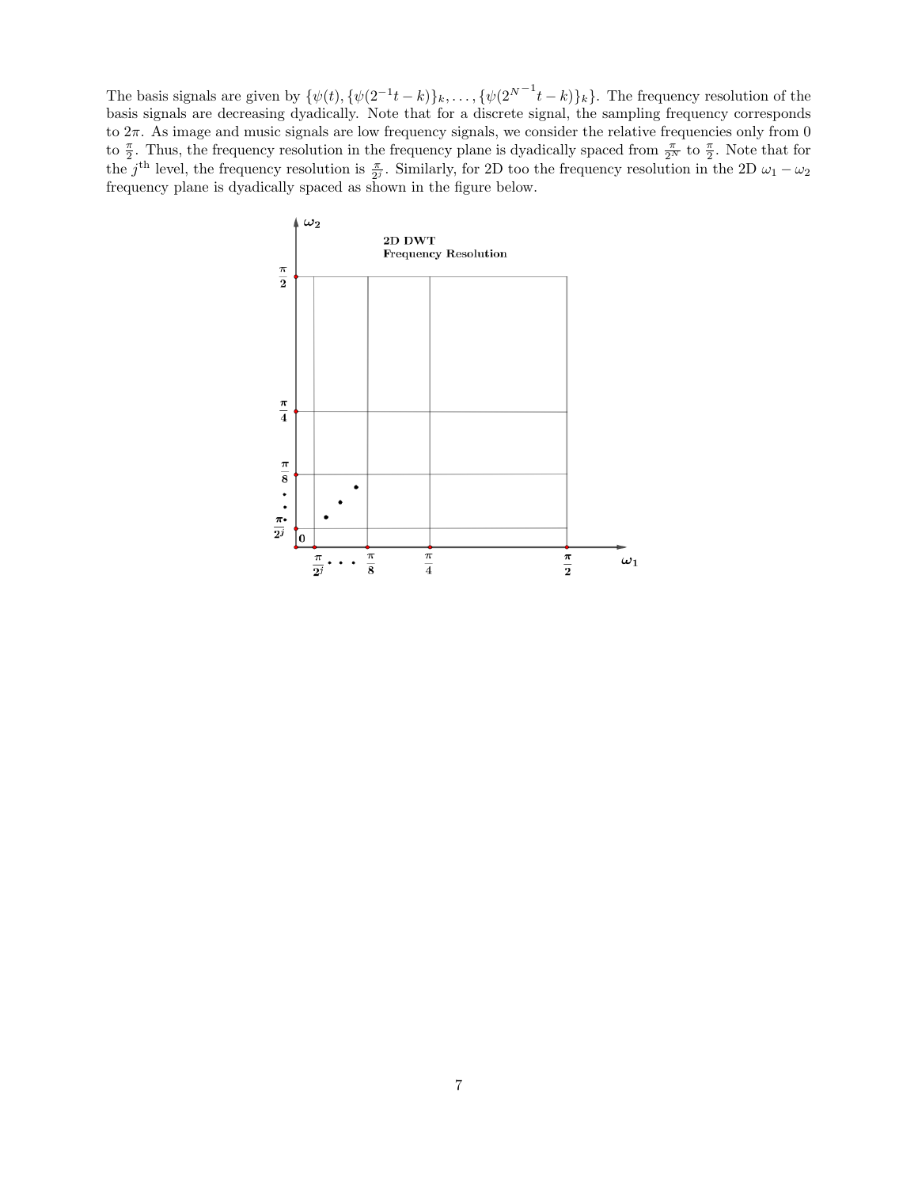The basis signals are given by $\{\psi(t), \{\psi(2^{-1}t-k)\}_k, \ldots, \{\psi(2^{N^{-1}}t-k)\}_k\}$. The frequency resolution of the basis signals are decreasing dyadically. Note that for a discrete signal, the sampling frequency corresponds to $2\pi$. As image and music signals are low frequency signals, we consider the relative frequencies only from 0 to $\frac{\pi}{2}$. Thus, the frequency resolution in the frequency plane is dyadically spaced from $\frac{\pi}{2^N}$ to $\frac{\pi}{2}$. Note that for the $j^{\text{th}}$ level, the frequency resolution is $\frac{\pi}{2^j}$. Similarly, for 2D too the frequency resolution in the 2D $\omega_1 - \omega_2$ frequency plane is dyadically spaced as shown in the figure below.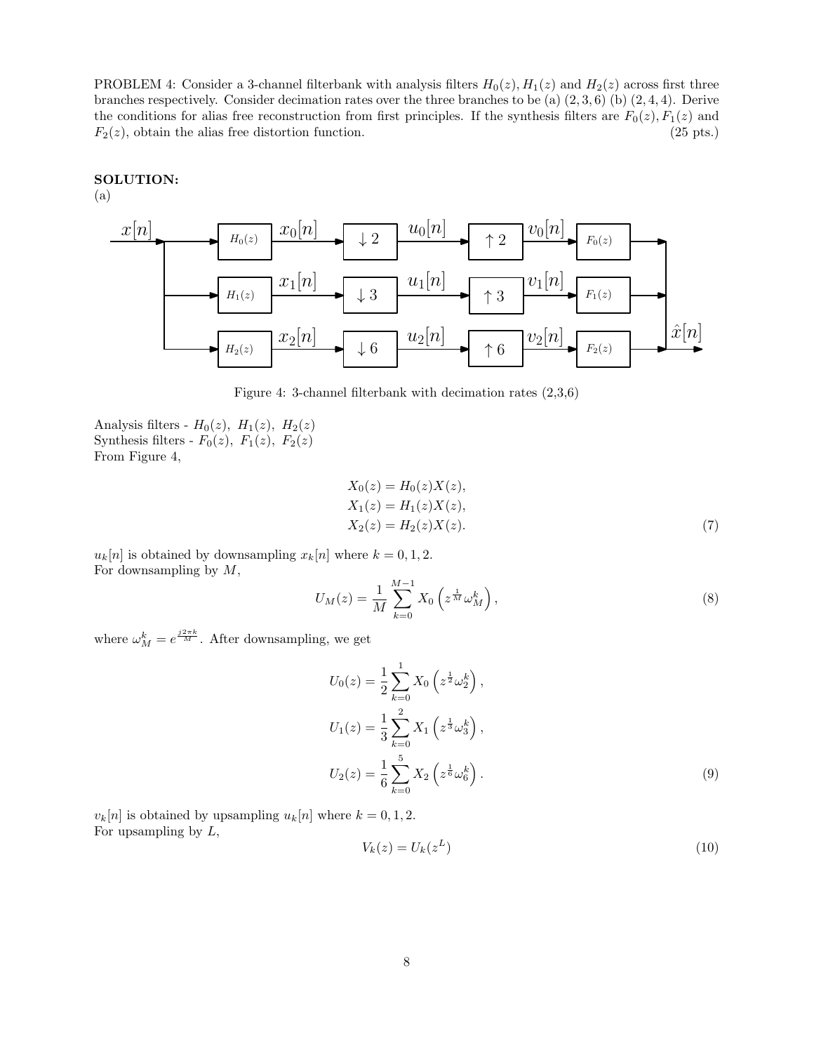PROBLEM 4: Consider a 3-channel filterbank with analysis filters $H_0(z), H_1(z)$ and $H_2(z)$ across first three branches respectively. Consider decimation rates over the three branches to be (a) $(2, 3, 6)$ (b) $(2, 4, 4)$. Derive the conditions for alias free reconstruction from first principles. If the synthesis filters are $F_0(z), F_1(z)$ and $F_2(z)$, obtain the alias free distortion function. (25 pts.)

**SOLUTION:**

(a)

Figure 4: 3-channel filterbank with decimation rates (2,3,6)

Analysis filters - $H_0(z),\ H_1(z),\ H_2(z)$
Synthesis filters - $F_0(z),\ F_1(z),\ F_2(z)$
From Figure 4,

$$
\begin{aligned}
X_0(z) &= H_0(z)X(z), \\
X_1(z) &= H_1(z)X(z), \\
X_2(z) &= H_2(z)X(z).
\end{aligned}
\tag{7}
$$

$u_k[n]$ is obtained by downsampling $x_k[n]$ where $k = 0, 1, 2$.
For downsampling by $M$,

$$
U_M(z) = \frac{1}{M} \sum_{k=0}^{M-1} X_0\left(z^{\frac{1}{M}} \omega_M^k\right),
\tag{8}
$$

where $\omega_M^k = e^{\frac{j2\pi k}{M}}$. After downsampling, we get

$$
\begin{aligned}
U_0(z) &= \frac{1}{2} \sum_{k=0}^{1} X_0\left(z^{\frac{1}{2}} \omega_2^k\right), \\
U_1(z) &= \frac{1}{3} \sum_{k=0}^{2} X_1\left(z^{\frac{1}{3}} \omega_3^k\right), \\
U_2(z) &= \frac{1}{6} \sum_{k=0}^{5} X_2\left(z^{\frac{1}{6}} \omega_6^k\right).
\end{aligned}
\tag{9}
$$

$v_k[n]$ is obtained by upsampling $u_k[n]$ where $k = 0, 1, 2$.
For upsampling by $L$,

$$
V_k(z) = U_k(z^L)
\tag{10}
$$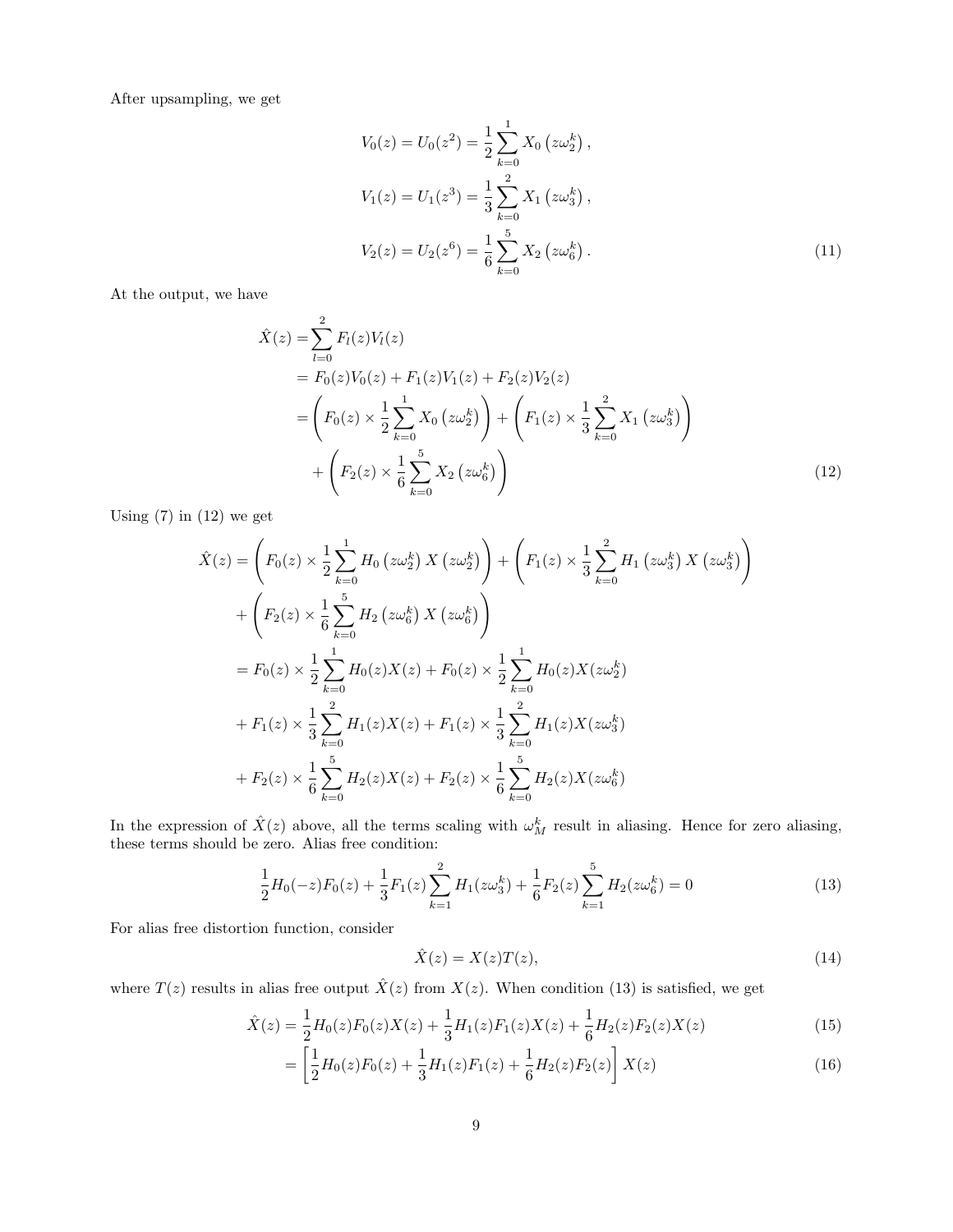After upsampling, we get

$$
\begin{aligned}
V_0(z) &= U_0(z^2) = \frac{1}{2}\sum_{k=0}^{1} X_0\left(z\omega_2^k\right), \\
V_1(z) &= U_1(z^3) = \frac{1}{3}\sum_{k=0}^{2} X_1\left(z\omega_3^k\right), \\
V_2(z) &= U_2(z^6) = \frac{1}{6}\sum_{k=0}^{5} X_2\left(z\omega_6^k\right).
\end{aligned} \tag{11}
$$

At the output, we have

$$
\begin{aligned}
\hat{X}(z) &= \sum_{l=0}^{2} F_l(z)V_l(z) \\
&= F_0(z)V_0(z) + F_1(z)V_1(z) + F_2(z)V_2(z) \\
&= \left(F_0(z) \times \frac{1}{2}\sum_{k=0}^{1} X_0\left(z\omega_2^k\right)\right) + \left(F_1(z) \times \frac{1}{3}\sum_{k=0}^{2} X_1\left(z\omega_3^k\right)\right) \\
&\quad + \left(F_2(z) \times \frac{1}{6}\sum_{k=0}^{5} X_2\left(z\omega_6^k\right)\right)
\end{aligned} \tag{12}
$$

Using (7) in (12) we get

$$
\begin{aligned}
\hat{X}(z) &= \left(F_0(z) \times \frac{1}{2}\sum_{k=0}^{1} H_0\left(z\omega_2^k\right)X\left(z\omega_2^k\right)\right) + \left(F_1(z) \times \frac{1}{3}\sum_{k=0}^{2} H_1\left(z\omega_3^k\right)X\left(z\omega_3^k\right)\right) \\
&\quad + \left(F_2(z) \times \frac{1}{6}\sum_{k=0}^{5} H_2\left(z\omega_6^k\right)X\left(z\omega_6^k\right)\right) \\
&= F_0(z) \times \frac{1}{2}\sum_{k=0}^{1} H_0(z)X(z) + F_0(z) \times \frac{1}{2}\sum_{k=0}^{1} H_0(z)X(z\omega_2^k) \\
&\quad + F_1(z) \times \frac{1}{3}\sum_{k=0}^{2} H_1(z)X(z) + F_1(z) \times \frac{1}{3}\sum_{k=0}^{2} H_1(z)X(z\omega_3^k) \\
&\quad + F_2(z) \times \frac{1}{6}\sum_{k=0}^{5} H_2(z)X(z) + F_2(z) \times \frac{1}{6}\sum_{k=0}^{5} H_2(z)X(z\omega_6^k)
\end{aligned}
$$

In the expression of $\hat{X}(z)$ above, all the terms scaling with $\omega_M^k$ result in aliasing. Hence for zero aliasing, these terms should be zero. Alias free condition:

$$
\frac{1}{2}H_0(-z)F_0(z) + \frac{1}{3}F_1(z)\sum_{k=1}^{2} H_1(z\omega_3^k) + \frac{1}{6}F_2(z)\sum_{k=1}^{5} H_2(z\omega_6^k) = 0 \tag{13}
$$

For alias free distortion function, consider

$$
\hat{X}(z) = X(z)T(z), \tag{14}
$$

where $T(z)$ results in alias free output $\hat{X}(z)$ from $X(z)$. When condition (13) is satisfied, we get

$$
\hat{X}(z) = \frac{1}{2}H_0(z)F_0(z)X(z) + \frac{1}{3}H_1(z)F_1(z)X(z) + \frac{1}{6}H_2(z)F_2(z)X(z) \tag{15}
$$

$$
= \left[\frac{1}{2}H_0(z)F_0(z) + \frac{1}{3}H_1(z)F_1(z) + \frac{1}{6}H_2(z)F_2(z)\right]X(z) \tag{16}
$$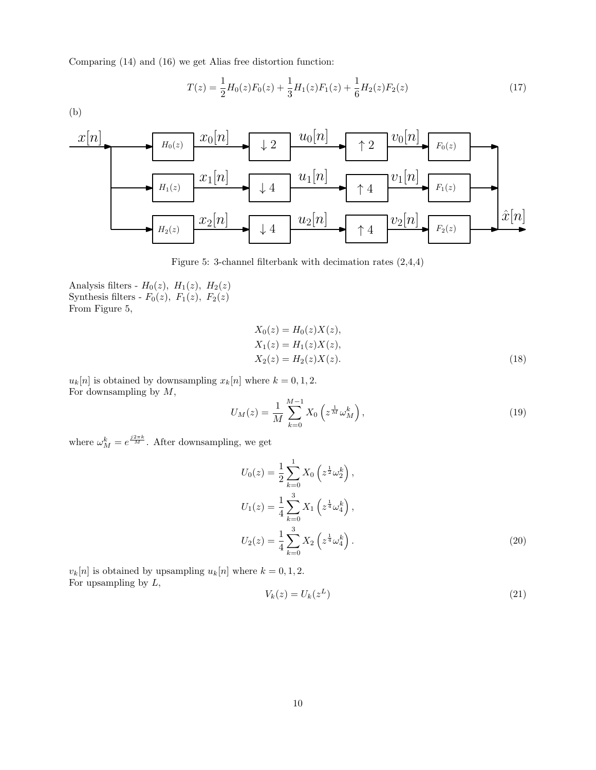Comparing (14) and (16) we get Alias free distortion function:

$$T(z) = \frac{1}{2}H_0(z)F_0(z) + \frac{1}{3}H_1(z)F_1(z) + \frac{1}{6}H_2(z)F_2(z) \tag{17}$$

(b)

Figure 5: 3-channel filterbank with decimation rates (2,4,4)

Analysis filters - $H_0(z),\ H_1(z),\ H_2(z)$
Synthesis filters - $F_0(z),\ F_1(z),\ F_2(z)$
From Figure 5,

$$\begin{aligned}
X_0(z) &= H_0(z)X(z), \\
X_1(z) &= H_1(z)X(z), \\
X_2(z) &= H_2(z)X(z).
\end{aligned} \tag{18}$$

$u_k[n]$ is obtained by downsampling $x_k[n]$ where $k = 0, 1, 2$.
For downsampling by $M$,

$$U_M(z) = \frac{1}{M}\sum_{k=0}^{M-1} X_0\left(z^{\frac{1}{M}}\omega_M^k\right), \tag{19}$$

where $\omega_M^k = e^{\frac{j2\pi k}{M}}$. After downsampling, we get

$$\begin{aligned}
U_0(z) &= \frac{1}{2}\sum_{k=0}^{1} X_0\left(z^{\frac{1}{2}}\omega_2^k\right), \\
U_1(z) &= \frac{1}{4}\sum_{k=0}^{3} X_1\left(z^{\frac{1}{4}}\omega_4^k\right), \\
U_2(z) &= \frac{1}{4}\sum_{k=0}^{3} X_2\left(z^{\frac{1}{4}}\omega_4^k\right).
\end{aligned} \tag{20}$$

$v_k[n]$ is obtained by upsampling $u_k[n]$ where $k = 0, 1, 2$.
For upsampling by $L$,

$$V_k(z) = U_k(z^L) \tag{21}$$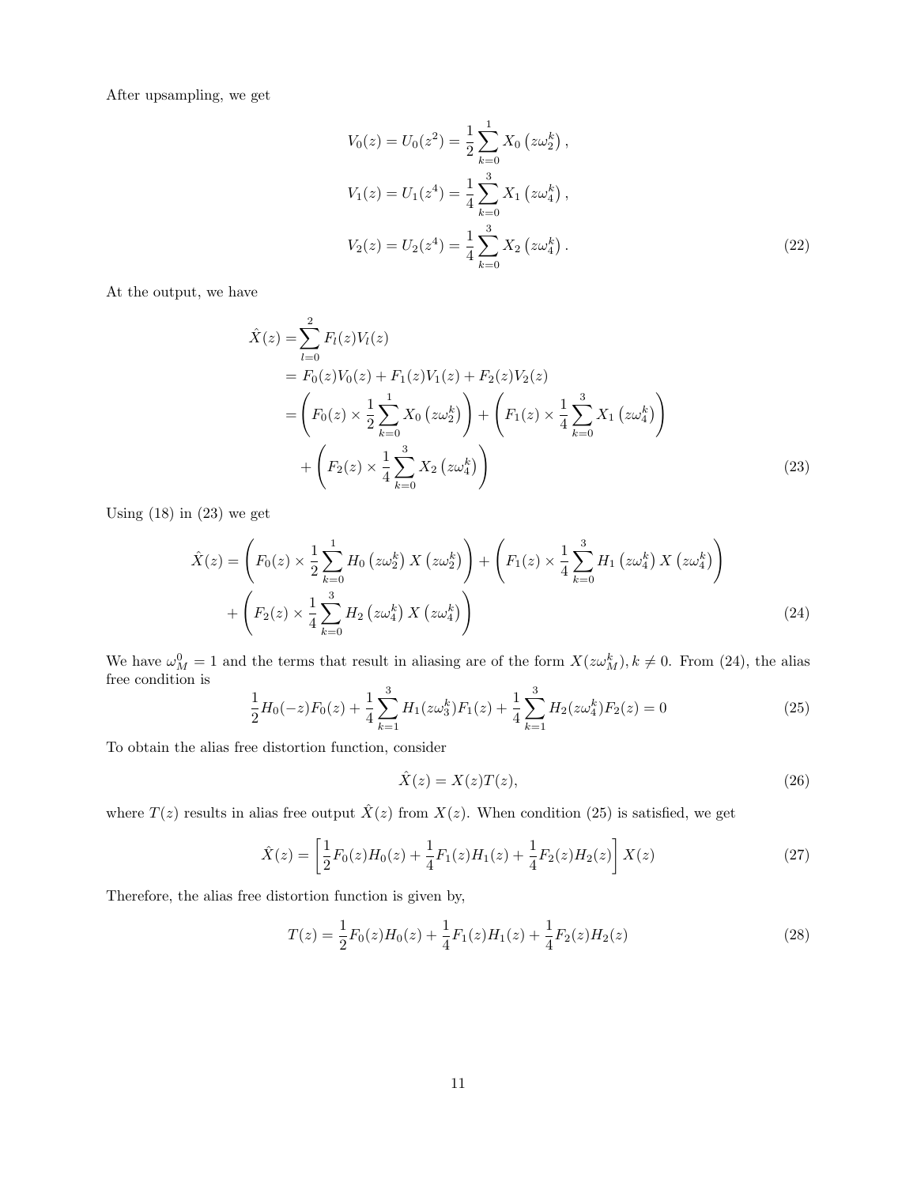After upsampling, we get

$$
\begin{aligned}
V_0(z) &= U_0(z^2) = \frac{1}{2}\sum_{k=0}^{1} X_0\left(z\omega_2^k\right), \\
V_1(z) &= U_1(z^4) = \frac{1}{4}\sum_{k=0}^{3} X_1\left(z\omega_4^k\right), \\
V_2(z) &= U_2(z^4) = \frac{1}{4}\sum_{k=0}^{3} X_2\left(z\omega_4^k\right).
\end{aligned}
\tag{22}
$$

At the output, we have

$$
\begin{aligned}
\hat{X}(z) &= \sum_{l=0}^{2} F_l(z)V_l(z) \\
&= F_0(z)V_0(z) + F_1(z)V_1(z) + F_2(z)V_2(z) \\
&= \left(F_0(z) \times \frac{1}{2}\sum_{k=0}^{1} X_0\left(z\omega_2^k\right)\right) + \left(F_1(z) \times \frac{1}{4}\sum_{k=0}^{3} X_1\left(z\omega_4^k\right)\right) \\
&\quad + \left(F_2(z) \times \frac{1}{4}\sum_{k=0}^{3} X_2\left(z\omega_4^k\right)\right)
\end{aligned}
\tag{23}
$$

Using (18) in (23) we get

$$
\begin{aligned}
\hat{X}(z) &= \left(F_0(z) \times \frac{1}{2}\sum_{k=0}^{1} H_0\left(z\omega_2^k\right)X\left(z\omega_2^k\right)\right) + \left(F_1(z) \times \frac{1}{4}\sum_{k=0}^{3} H_1\left(z\omega_4^k\right)X\left(z\omega_4^k\right)\right) \\
&\quad + \left(F_2(z) \times \frac{1}{4}\sum_{k=0}^{3} H_2\left(z\omega_4^k\right)X\left(z\omega_4^k\right)\right)
\end{aligned}
\tag{24}
$$

We have $\omega_M^0 = 1$ and the terms that result in aliasing are of the form $X(z\omega_M^k), k \neq 0$. From (24), the alias free condition is

$$
\frac{1}{2}H_0(-z)F_0(z) + \frac{1}{4}\sum_{k=1}^{3} H_1(z\omega_3^k)F_1(z) + \frac{1}{4}\sum_{k=1}^{3} H_2(z\omega_4^k)F_2(z) = 0 \tag{25}
$$

To obtain the alias free distortion function, consider

$$
\hat{X}(z) = X(z)T(z), \tag{26}
$$

where $T(z)$ results in alias free output $\hat{X}(z)$ from $X(z)$. When condition (25) is satisfied, we get

$$
\hat{X}(z) = \left[\frac{1}{2}F_0(z)H_0(z) + \frac{1}{4}F_1(z)H_1(z) + \frac{1}{4}F_2(z)H_2(z)\right]X(z) \tag{27}
$$

Therefore, the alias free distortion function is given by,

$$
T(z) = \frac{1}{2}F_0(z)H_0(z) + \frac{1}{4}F_1(z)H_1(z) + \frac{1}{4}F_2(z)H_2(z) \tag{28}
$$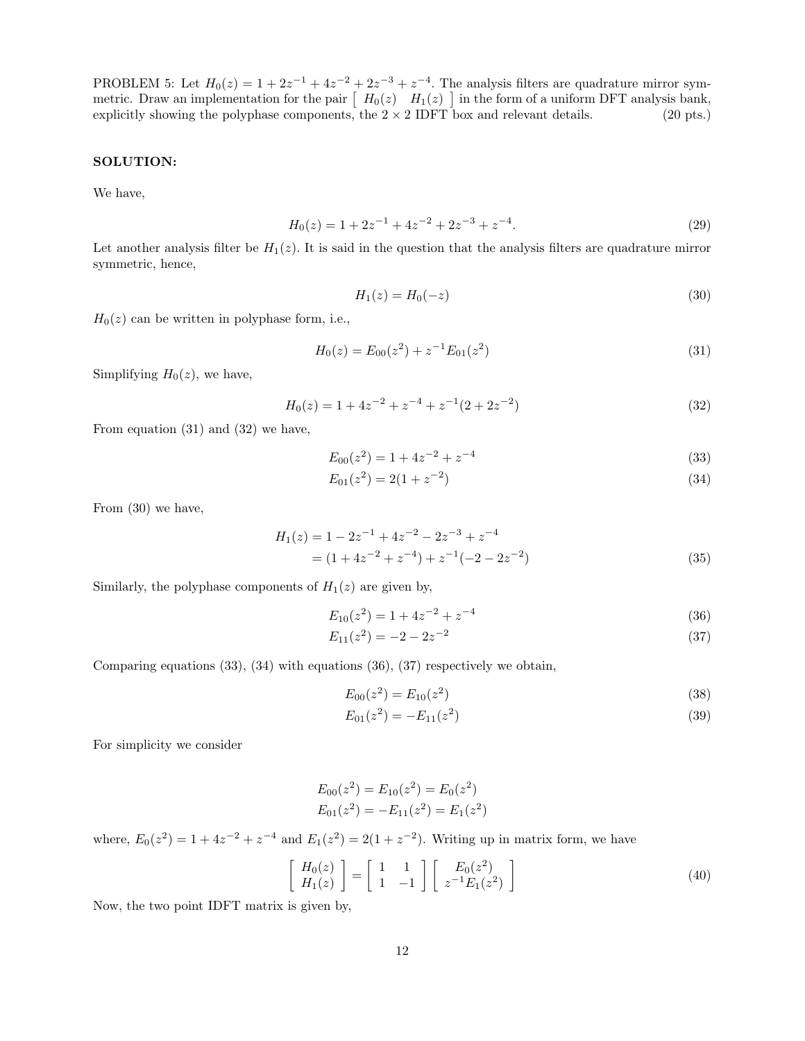PROBLEM 5: Let $H_0(z) = 1 + 2z^{-1} + 4z^{-2} + 2z^{-3} + z^{-4}$. The analysis filters are quadrature mirror symmetric. Draw an implementation for the pair $\begin{bmatrix} H_0(z) & H_1(z) \end{bmatrix}$ in the form of a uniform DFT analysis bank, explicitly showing the polyphase components, the $2 \times 2$ IDFT box and relevant details. (20 pts.)

**SOLUTION:**

We have,

$$H_0(z) = 1 + 2z^{-1} + 4z^{-2} + 2z^{-3} + z^{-4}. \tag{29}$$

Let another analysis filter be $H_1(z)$. It is said in the question that the analysis filters are quadrature mirror symmetric, hence,

$$H_1(z) = H_0(-z) \tag{30}$$

$H_0(z)$ can be written in polyphase form, i.e.,

$$H_0(z) = E_{00}(z^2) + z^{-1}E_{01}(z^2) \tag{31}$$

Simplifying $H_0(z)$, we have,

$$H_0(z) = 1 + 4z^{-2} + z^{-4} + z^{-1}(2 + 2z^{-2}) \tag{32}$$

From equation (31) and (32) we have,

$$E_{00}(z^2) = 1 + 4z^{-2} + z^{-4} \tag{33}$$

$$E_{01}(z^2) = 2(1 + z^{-2}) \tag{34}$$

From (30) we have,

$$\begin{aligned} H_1(z) &= 1 - 2z^{-1} + 4z^{-2} - 2z^{-3} + z^{-4} \\ &= (1 + 4z^{-2} + z^{-4}) + z^{-1}(-2 - 2z^{-2}) \end{aligned} \tag{35}$$

Similarly, the polyphase components of $H_1(z)$ are given by,

$$E_{10}(z^2) = 1 + 4z^{-2} + z^{-4} \tag{36}$$

$$E_{11}(z^2) = -2 - 2z^{-2} \tag{37}$$

Comparing equations (33), (34) with equations (36), (37) respectively we obtain,

$$E_{00}(z^2) = E_{10}(z^2) \tag{38}$$

$$E_{01}(z^2) = -E_{11}(z^2) \tag{39}$$

For simplicity we consider

$$\begin{aligned} E_{00}(z^2) = E_{10}(z^2) = E_0(z^2) \\ E_{01}(z^2) = -E_{11}(z^2) = E_1(z^2) \end{aligned}$$

where, $E_0(z^2) = 1 + 4z^{-2} + z^{-4}$ and $E_1(z^2) = 2(1 + z^{-2})$. Writing up in matrix form, we have

$$\begin{bmatrix} H_0(z) \\ H_1(z) \end{bmatrix} = \begin{bmatrix} 1 & 1 \\ 1 & -1 \end{bmatrix} \begin{bmatrix} E_0(z^2) \\ z^{-1}E_1(z^2) \end{bmatrix} \tag{40}$$

Now, the two point IDFT matrix is given by,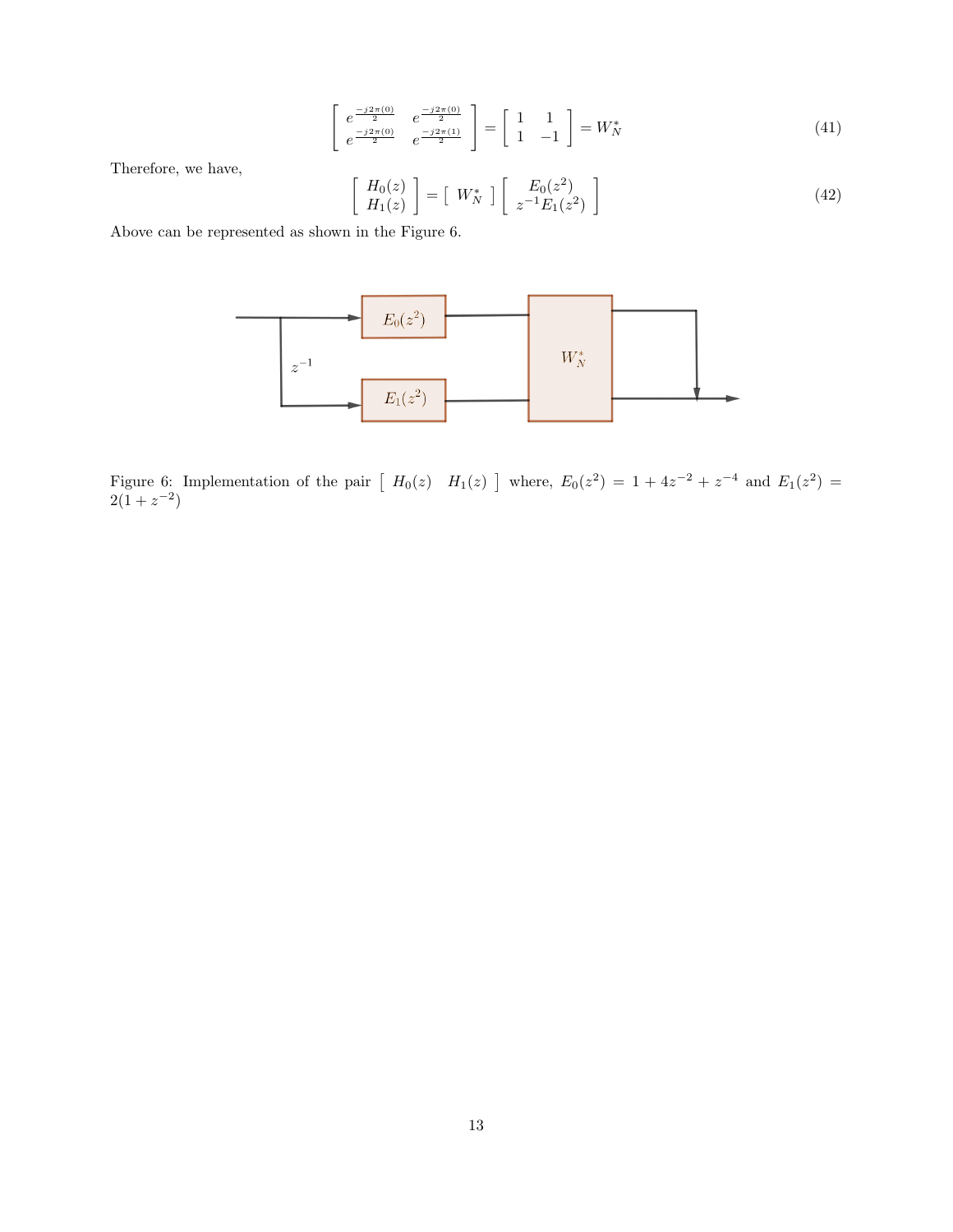$$\begin{bmatrix} e^{\frac{-j2\pi(0)}{2}} & e^{\frac{-j2\pi(0)}{2}} \\ e^{\frac{-j2\pi(0)}{2}} & e^{\frac{-j2\pi(1)}{2}} \end{bmatrix} = \begin{bmatrix} 1 & 1 \\ 1 & -1 \end{bmatrix} = W_N^* \tag{41}$$

Therefore, we have,

$$\begin{bmatrix} H_0(z) \\ H_1(z) \end{bmatrix} = \begin{bmatrix} W_N^* \end{bmatrix} \begin{bmatrix} E_0(z^2) \\ z^{-1}E_1(z^2) \end{bmatrix} \tag{42}$$

Above can be represented as shown in the Figure 6.

Figure 6: Implementation of the pair $\begin{bmatrix} H_0(z) & H_1(z) \end{bmatrix}$ where, $E_0(z^2) = 1 + 4z^{-2} + z^{-4}$ and $E_1(z^2) = 2(1 + z^{-2})$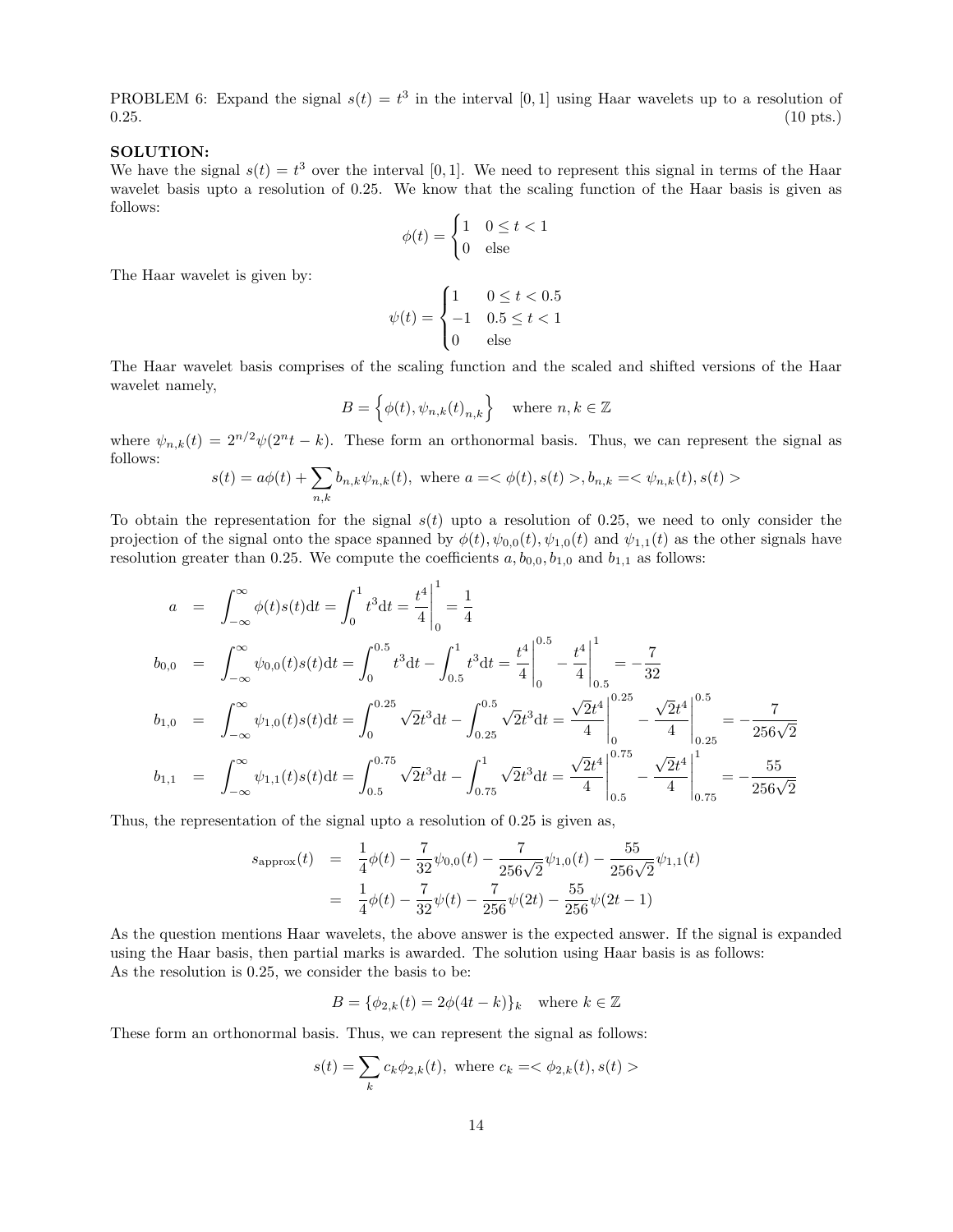PROBLEM 6: Expand the signal $s(t) = t^3$ in the interval $[0, 1]$ using Haar wavelets up to a resolution of 0.25. (10 pts.)

**SOLUTION:**
We have the signal $s(t) = t^3$ over the interval $[0, 1]$. We need to represent this signal in terms of the Haar wavelet basis upto a resolution of 0.25. We know that the scaling function of the Haar basis is given as follows:

$$\phi(t) = \begin{cases} 1 & 0 \le t < 1 \\ 0 & \text{else} \end{cases}$$

The Haar wavelet is given by:

$$\psi(t) = \begin{cases} 1 & 0 \le t < 0.5 \\ -1 & 0.5 \le t < 1 \\ 0 & \text{else} \end{cases}$$

The Haar wavelet basis comprises of the scaling function and the scaled and shifted versions of the Haar wavelet namely,

$$B = \Big\{ \phi(t), \psi_{n,k}(t)_{n,k} \Big\} \quad \text{where } n, k \in \mathbb{Z}$$

where $\psi_{n,k}(t) = 2^{n/2}\psi(2^n t - k)$. These form an orthonormal basis. Thus, we can represent the signal as follows:

$$s(t) = a\phi(t) + \sum_{n,k} b_{n,k}\psi_{n,k}(t), \text{ where } a =<\phi(t), s(t)>, b_{n,k} =<\psi_{n,k}(t), s(t)>$$

To obtain the representation for the signal $s(t)$ upto a resolution of 0.25, we need to only consider the projection of the signal onto the space spanned by $\phi(t)$, $\psi_{0,0}(t)$, $\psi_{1,0}(t)$ and $\psi_{1,1}(t)$ as the other signals have resolution greater than 0.25. We compute the coefficients $a$, $b_{0,0}$, $b_{1,0}$ and $b_{1,1}$ as follows:

$$\begin{aligned}
a &= \int_{-\infty}^{\infty} \phi(t)s(t)\mathrm{d}t = \int_0^1 t^3 \mathrm{d}t = \frac{t^4}{4}\Big|_0^1 = \frac{1}{4} \\
b_{0,0} &= \int_{-\infty}^{\infty} \psi_{0,0}(t)s(t)\mathrm{d}t = \int_0^{0.5} t^3\mathrm{d}t - \int_{0.5}^1 t^3\mathrm{d}t = \frac{t^4}{4}\Big|_0^{0.5} - \frac{t^4}{4}\Big|_{0.5}^1 = -\frac{7}{32} \\
b_{1,0} &= \int_{-\infty}^{\infty} \psi_{1,0}(t)s(t)\mathrm{d}t = \int_0^{0.25} \sqrt{2}t^3\mathrm{d}t - \int_{0.25}^{0.5} \sqrt{2}t^3\mathrm{d}t = \frac{\sqrt{2}t^4}{4}\Big|_0^{0.25} - \frac{\sqrt{2}t^4}{4}\Big|_{0.25}^{0.5} = -\frac{7}{256\sqrt{2}} \\
b_{1,1} &= \int_{-\infty}^{\infty} \psi_{1,1}(t)s(t)\mathrm{d}t = \int_{0.5}^{0.75} \sqrt{2}t^3\mathrm{d}t - \int_{0.75}^{1} \sqrt{2}t^3\mathrm{d}t = \frac{\sqrt{2}t^4}{4}\Big|_{0.5}^{0.75} - \frac{\sqrt{2}t^4}{4}\Big|_{0.75}^{1} = -\frac{55}{256\sqrt{2}}
\end{aligned}$$

Thus, the representation of the signal upto a resolution of 0.25 is given as,

$$\begin{aligned}
s_{\text{approx}}(t) &= \frac{1}{4}\phi(t) - \frac{7}{32}\psi_{0,0}(t) - \frac{7}{256\sqrt{2}}\psi_{1,0}(t) - \frac{55}{256\sqrt{2}}\psi_{1,1}(t) \\
&= \frac{1}{4}\phi(t) - \frac{7}{32}\psi(t) - \frac{7}{256}\psi(2t) - \frac{55}{256}\psi(2t-1)
\end{aligned}$$

As the question mentions Haar wavelets, the above answer is the expected answer. If the signal is expanded using the Haar basis, then partial marks is awarded. The solution using Haar basis is as follows:
As the resolution is 0.25, we consider the basis to be:

$$B = \{\phi_{2,k}(t) = 2\phi(4t - k)\}_k \quad \text{where } k \in \mathbb{Z}$$

These form an orthonormal basis. Thus, we can represent the signal as follows:

$$s(t) = \sum_k c_k \phi_{2,k}(t), \text{ where } c_k =<\phi_{2,k}(t), s(t)>$$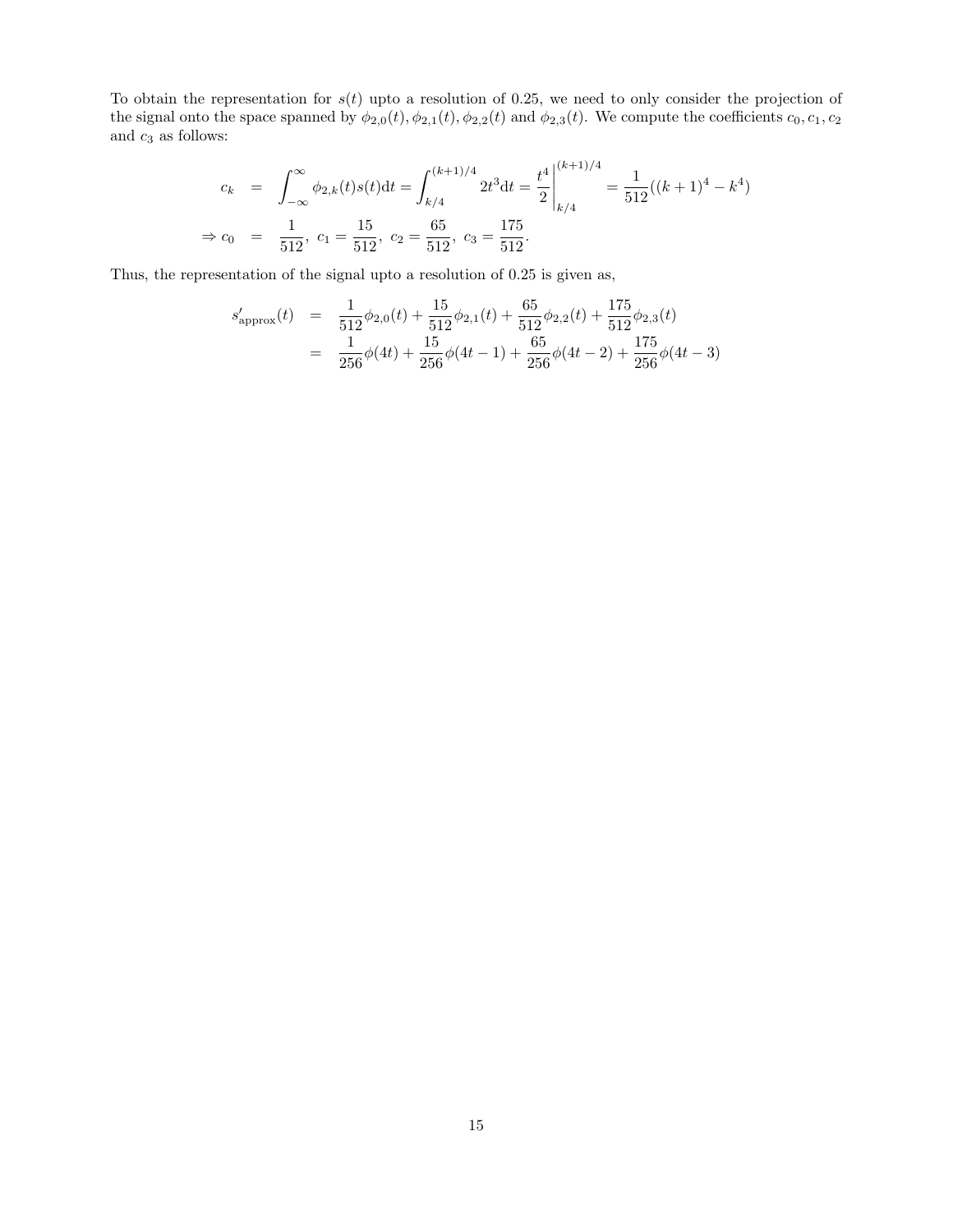To obtain the representation for $s(t)$ upto a resolution of 0.25, we need to only consider the projection of the signal onto the space spanned by $\phi_{2,0}(t), \phi_{2,1}(t), \phi_{2,2}(t)$ and $\phi_{2,3}(t)$. We compute the coefficients $c_0, c_1, c_2$ and $c_3$ as follows:

$$
\begin{aligned}
c_k &= \int_{-\infty}^{\infty} \phi_{2,k}(t)s(t)\mathrm{d}t = \int_{k/4}^{(k+1)/4} 2t^3\mathrm{d}t = \left.\frac{t^4}{2}\right|_{k/4}^{(k+1)/4} = \frac{1}{512}((k+1)^4 - k^4) \\
\Rightarrow c_0 &= \frac{1}{512},\ c_1 = \frac{15}{512},\ c_2 = \frac{65}{512},\ c_3 = \frac{175}{512}.
\end{aligned}
$$

Thus, the representation of the signal upto a resolution of 0.25 is given as,

$$
\begin{aligned}
s'_{\text{approx}}(t) &= \frac{1}{512}\phi_{2,0}(t) + \frac{15}{512}\phi_{2,1}(t) + \frac{65}{512}\phi_{2,2}(t) + \frac{175}{512}\phi_{2,3}(t) \\
&= \frac{1}{256}\phi(4t) + \frac{15}{256}\phi(4t-1) + \frac{65}{256}\phi(4t-2) + \frac{175}{256}\phi(4t-3)
\end{aligned}
$$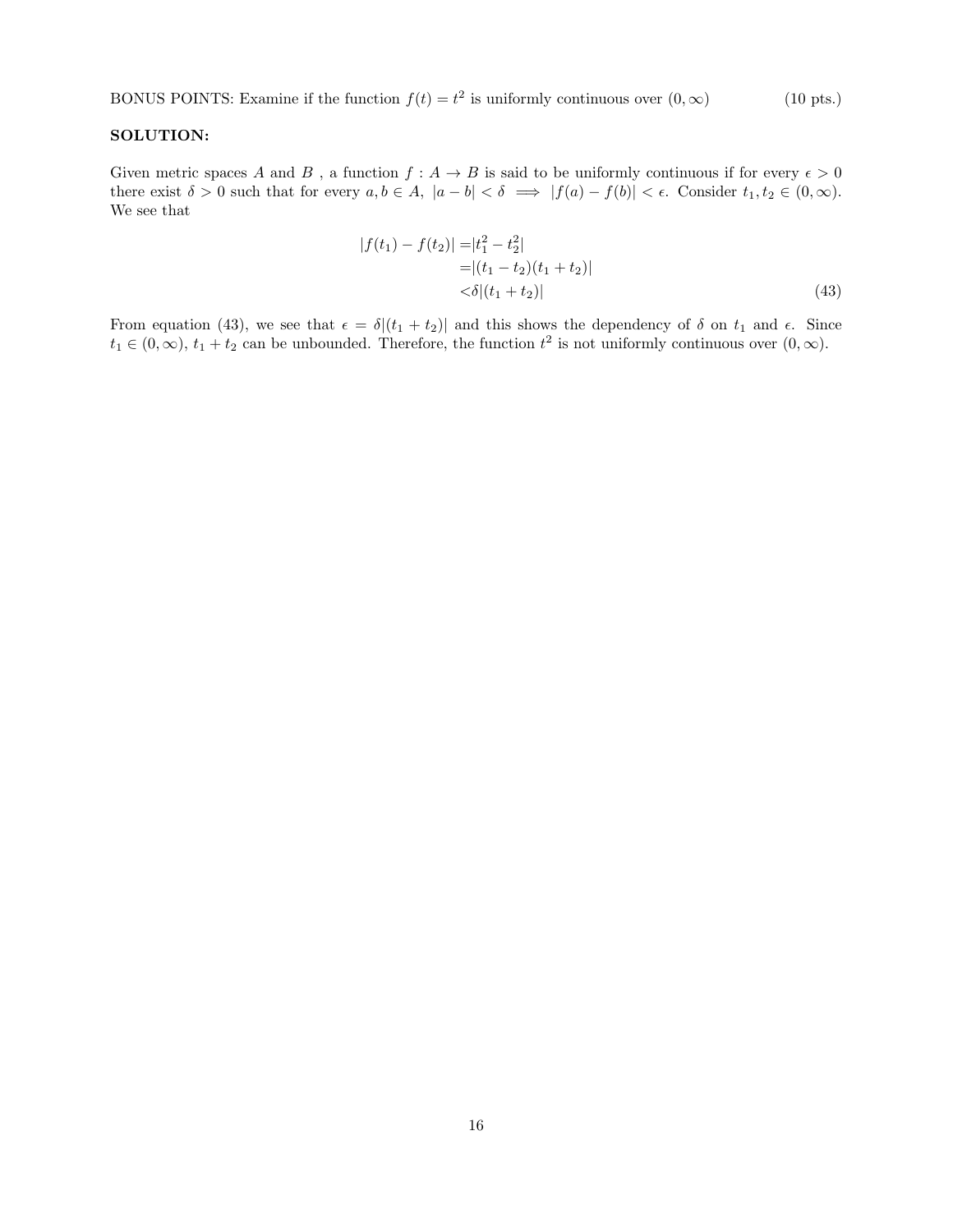BONUS POINTS: Examine if the function $f(t) = t^2$ is uniformly continuous over $(0, \infty)$ (10 pts.)

**SOLUTION:**

Given metric spaces $A$ and $B$ , a function $f : A \to B$ is said to be uniformly continuous if for every $\epsilon > 0$ there exist $\delta > 0$ such that for every $a, b \in A$, $|a - b| < \delta \implies |f(a) - f(b)| < \epsilon$. Consider $t_1, t_2 \in (0, \infty)$. We see that

$$
\begin{aligned}
|f(t_1) - f(t_2)| &= |t_1^2 - t_2^2| \\
&= |(t_1 - t_2)(t_1 + t_2)| \\
&< \delta |(t_1 + t_2)|
\end{aligned}
\tag{43}
$$

From equation (43), we see that $\epsilon = \delta |(t_1 + t_2)|$ and this shows the dependency of $\delta$ on $t_1$ and $\epsilon$. Since $t_1 \in (0, \infty)$, $t_1 + t_2$ can be unbounded. Therefore, the function $t^2$ is not uniformly continuous over $(0, \infty)$.